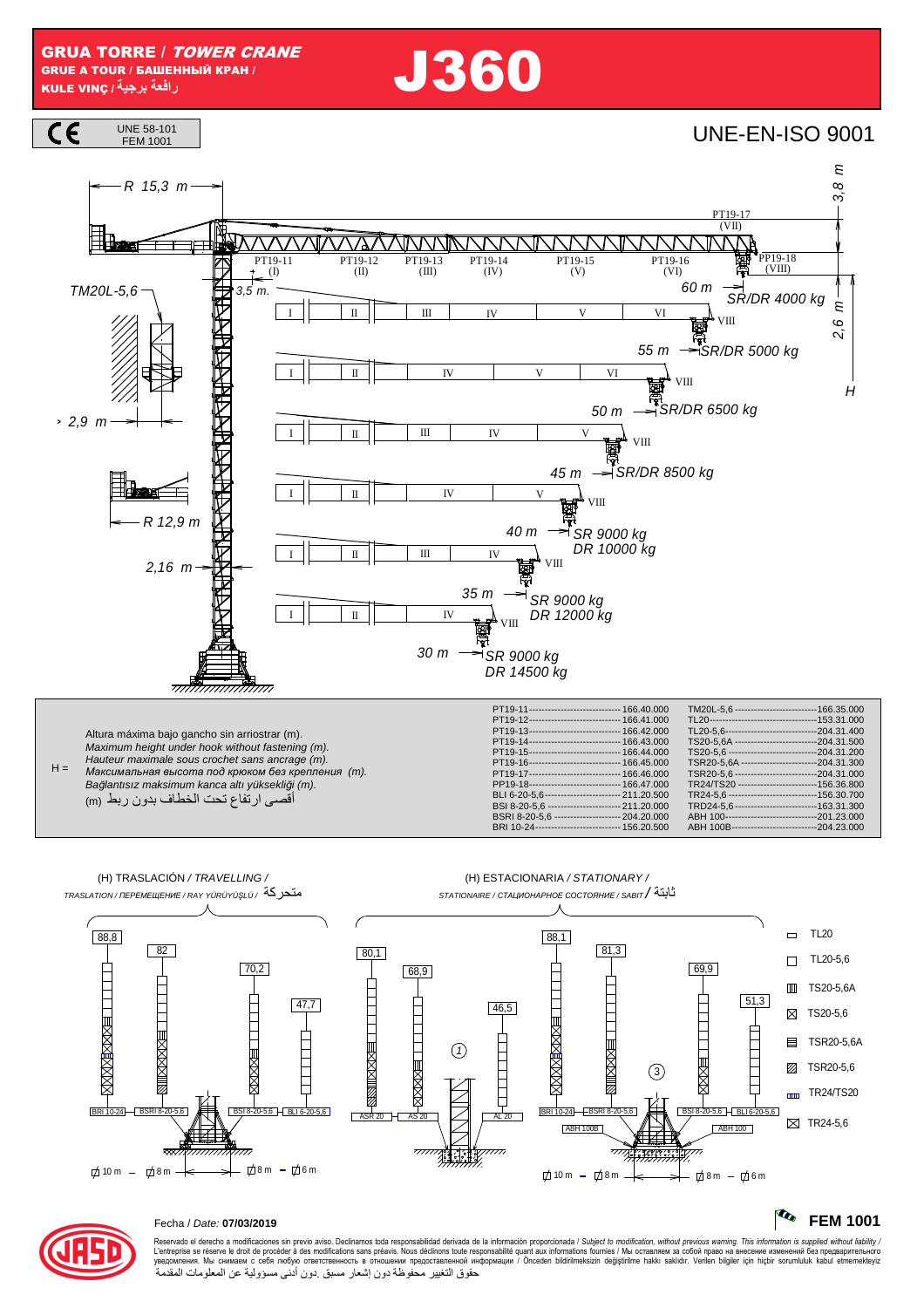# GRUA TORRE / *TOWER CRANE*

GRUE A TOUR / БАШЕННЫЙ КРАН / KULE VINÇ / رافعة برجية

# J360

CE — UNE 58-101 FEM 1001

UNE-EN-ISO 9001

R 15,3 m — 3,8 m

TM20L-5,6 — 3,5 m. — 2,6 m — H

PT19-11 (I) · PT19-12 (II) · PT19-13 (III) · PT19-14 (IV) · PT19-15 (V) · PT19-16 (VI) · PT19-17 (VII) · PP19-18 (VIII)

| Jib | Capacity |
|---|---|
| 60 m | SR/DR 4000 kg |
| 55 m | SR/DR 5000 kg |
| 50 m | SR/DR 6500 kg |
| 45 m | SR/DR 8500 kg |
| 40 m | SR 9000 kg, DR 10000 kg |
| 35 m | SR 9000 kg, DR 12000 kg |
| 30 m | SR 9000 kg, DR 14500 kg |

2,9 m — R 12,9 m — 2,16 m

H = Altura máxima bajo gancho sin arriostrar (m).
*Maximum height under hook without fastening (m).*
*Hauteur maximale sous crochet sans ancrage (m).*
*Максимальная высота под крюком без крепления (m).*
*Bağlantısız maksimum kanca altı yüksekliği (m).*
أقصى ارتفاع تحت الخطاف بدون ربط (m)

| Element | Code | Element | Code |
|---|---|---|---|
| PT19-11 | 166.40.000 | TM20L-5,6 | 166.35.000 |
| PT19-12 | 166.41.000 | TL20 | 153.31.000 |
| PT19-13 | 166.42.000 | TL20-5,6 | 204.31.400 |
| PT19-14 | 166.43.000 | TS20-5,6A | 204.31.500 |
| PT19-15 | 166.44.000 | TS20-5,6 | 204.31.200 |
| PT19-16 | 166.45.000 | TSR20-5,6A | 204.31.300 |
| PT19-17 | 166.46.000 | TSR20-5,6 | 204.31.000 |
| PP19-18 | 166.47.000 | TR24/TS20 | 156.36.800 |
| BLI 6-20-5,6 | 211.20.500 | TR24-5,6 | 156.30.700 |
| BSI 8-20-5,6 | 211.20.000 | TRD24-5,6 | 163.31.300 |
| BSRI 8-20-5,6 | 204.20.000 | ABH 100 | 201.23.000 |
| BRI 10-24 | 156.20.500 | ABH 100B | 204.23.000 |

(H) TRASLACIÓN / *TRAVELLING* / *TRASLATION / ПЕРЕМЕЩЕНИЕ / RAY YÜRÜYÜŞLÜ* / متحركة

| Base | H (m) | Track |
|---|---|---|
| BRI 10-24 | 88,8 | 10 m |
| BSRI 8-20-5,6 | 82 | 8 m |
| BSI 8-20-5,6 | 70,2 | 8 m |
| BLI 6-20-5,6 | 47,7 | 6 m |

(H) ESTACIONARIA / *STATIONARY* / *STATIONAIRE / СТАЦИОНАРНОЕ СОСТОЯНИЕ / SABIT* / ثابتة

| Base | H (m) |
|---|---|
| ASR 20 ① | 80,1 |
| AS 20 ① | 68,9 |
| AL 20 ① | 46,5 |
| BRI 10-24 / ABH 100B ③ (10 m) | 88,1 |
| BSRI 8-20-5,6 / ABH 100B ③ (8 m) | 81,3 |
| BSI 8-20-5,6 / ABH 100 ③ (8 m) | 69,9 |
| BLI 6-20-5,6 / ABH 100 ③ (6 m) | 51,3 |

Legend: TL20 · TL20-5,6 · TS20-5,6A · TS20-5,6 · TSR20-5,6A · TSR20-5,6 · TR24/TS20 · TR24-5,6

Fecha / *Date:* **07/03/2019**

**FEM 1001**

Reservado el derecho a modificaciones sin previo aviso. Declinamos toda responsabilidad derivada de la información proporcionada / *Subject to modification, without previous warning. This information is supplied without liability* / L'entreprise se réserve le droit de procéder à des modifications sans préavis. Nous déclinons toute responsabilité quant aux informations fournies / Мы оставляем за собой право на внесение изменений без предварительного уведомления. Мы снимаем с себя любую ответственность в отношении предоставленной информации / Önceden bildirilmeksizin değiştirilme hakkı saklıdır. Verilen bilgiler için hiçbir sorumluluk kabul etmemekteyiz
حقوق التغيير محفوظة دون إشعار مسبق .دون أدنى مسؤولية عن المعلومات المقدمة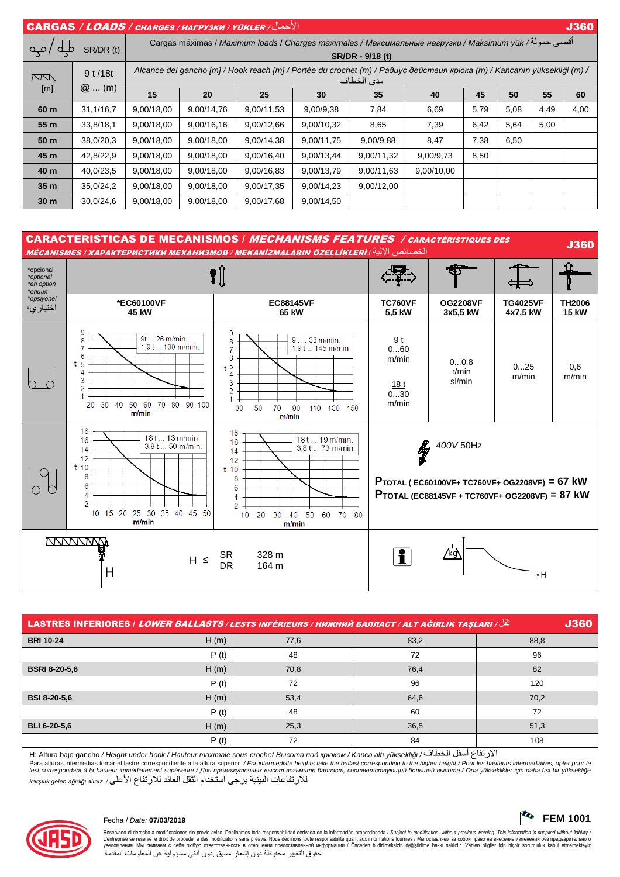## CARGAS / *LOADS* / *CHARGES / НАГРУЗКИ / YÜKLER* / الأحمال — J360

| | SR/DR (t) | Cargas máximas / *Maximum loads* / *Charges maximales* / *Максимальные нагрузки* / *Maksimum yük* / أقصى حمولة — SR/DR - 9/18 (t) | | | | | | | | | |
|---|---|---|---|---|---|---|---|---|---|---|---|
| [m] | 9 t /18t @ … (m) | Alcance del gancho [m] / *Hook reach [m]* / *Portée du crochet (m)* / *Радиус действия крюка (m)* / *Kancanın yüksekliği (m)* / مدى الخطاف | | | | | | | | | |
| | | 15 | 20 | 25 | 30 | 35 | 40 | 45 | 50 | 55 | 60 |
| **60 m** | 31,1/16,7 | 9,00/18,00 | 9,00/14,76 | 9,00/11,53 | 9,00/9,38 | 7,84 | 6,69 | 5,79 | 5,08 | 4,49 | 4,00 |
| **55 m** | 33,8/18,1 | 9,00/18,00 | 9,00/16,16 | 9,00/12,66 | 9,00/10,32 | 8,65 | 7,39 | 6,42 | 5,64 | 5,00 | |
| **50 m** | 38,0/20,3 | 9,00/18,00 | 9,00/18,00 | 9,00/14,38 | 9,00/11,75 | 9,00/9,88 | 8,47 | 7,38 | 6,50 | | |
| **45 m** | 42,8/22,9 | 9,00/18,00 | 9,00/18,00 | 9,00/16,40 | 9,00/13,44 | 9,00/11,32 | 9,00/9,73 | 8,50 | | | |
| **40 m** | 40,0/23,5 | 9,00/18,00 | 9,00/18,00 | 9,00/16,83 | 9,00/13,79 | 9,00/11,63 | 9,00/10,00 | | | | |
| **35 m** | 35,0/24,2 | 9,00/18,00 | 9,00/18,00 | 9,00/17,35 | 9,00/14,23 | 9,00/12,00 | | | | | |
| **30 m** | 30,0/24,6 | 9,00/18,00 | 9,00/18,00 | 9,00/17,68 | 9,00/14,50 | | | | | | |

## CARACTERISTICAS DE MECANISMOS / *MECHANISMS FEATURES* / *CARACTÉRISTIQUES DES MÉCANISMES / ХАРАКТЕРИСТИКИ МЕХАНИЗМОВ / MEKANİZMALARIN ÖZELLİKLERİ* / الخصائص الآلية — J360

*opcional *optional *en option *опция *opsiyonel اختياري*

| | *EC60100VF 45 kW | EC88145VF 65 kW | TC760VF 5,5 kW | OG2208VF 3x5,5 kW | TG4025VF 4x7,5 kW | TH2006 15 kW |
|---|---|---|---|---|---|---|
| SR | 9t … 26 m/min. 1,9 t … 100 m/min. | 9t … 38 m/min. 1,9 t … 145 m/min | 9 t 0…60 m/min; 18 t 0…30 m/min | 0…0,8 r/min sl/min | 0…25 m/min | 0,6 m/min |
| DR | 18 t … 13 m/min. 3,8 t … 50 m/min. | 18 t … 19 m/min. 3,8 t … 73 m/min | | | | |

400V 50Hz

**P**TOTAL ( EC60100VF+ TC760VF+ OG2208VF) = **67 kW**

**P**TOTAL (EC88145VF + TC760VF+ OG2208VF) = **87 kW**

H ≤ SR 328 m; DR 164 m

## LASTRES INFERIORES / *LOWER BALLASTS* / *LESTS INFÉRIEURS / НИЖНИЙ БАЛЛАСТ / ALT AĞIRLIK TAŞLARI* / ثقل — J360

| | | | | |
|---|---|---|---|---|
| **BRI 10-24** | H (m) | 77,6 | 83,2 | 88,8 |
| | P (t) | 48 | 72 | 96 |
| **BSRI 8-20-5,6** | H (m) | 70,8 | 76,4 | 82 |
| | P (t) | 72 | 96 | 120 |
| **BSI 8-20-5,6** | H (m) | 53,4 | 64,6 | 70,2 |
| | P (t) | 48 | 60 | 72 |
| **BLI 6-20-5,6** | H (m) | 25,3 | 36,5 | 51,3 |
| | P (t) | 72 | 84 | 108 |

H: Altura bajo gancho / *Height under hook / Hauteur maximale sous crochet Высота под крюком / Kanca altı yüksekliği* / الارتفاع أسفل الخطاف

Para alturas intermedias tomar el lastre correspondiente a la altura superior / *For intermediate heights take the ballast corresponding to the higher height / Pour les hauteurs intermédiaires, opter pour le lest correspondant à la hauteur immédiatement supérieure / Для промежуточных высот возьмите балласт, соответствующий большей высоте / Orta yükseklikler için daha üst bir yükseklige karşılık gelen ağirliği alınız.* / للارتفاعات البينية يرجى استخدام الثقل العائد للارتفاع الأعلى

Fecha / *Date:* **07/03/2019**

**FEM 1001**

Reservado el derecho a modificaciones sin previo aviso. Declinamos toda responsabilidad derivada de la información proporcionada / *Subject to modification, without previous warning. This information is supplied without liability* / L'entreprise se réserve le droit de procéder à des modifications sans préavis. Nous déclinons toute responsabilité quant aux informations fournies / Мы оставляем за собой право на внесение изменений без предварительного уведомления. Мы снимаем с себя любую ответственность в отношении предоставленной информации / Önceden bildirilmeksizin değiştirilme hakkı saklıdır. Verilen bilgiler için hiçbir sorumluluk kabul etmemekteyiz حقوق التغيير محفوظة دون إشعار مسبق .دون أدنى مسؤولية عن المعلومات المقدمة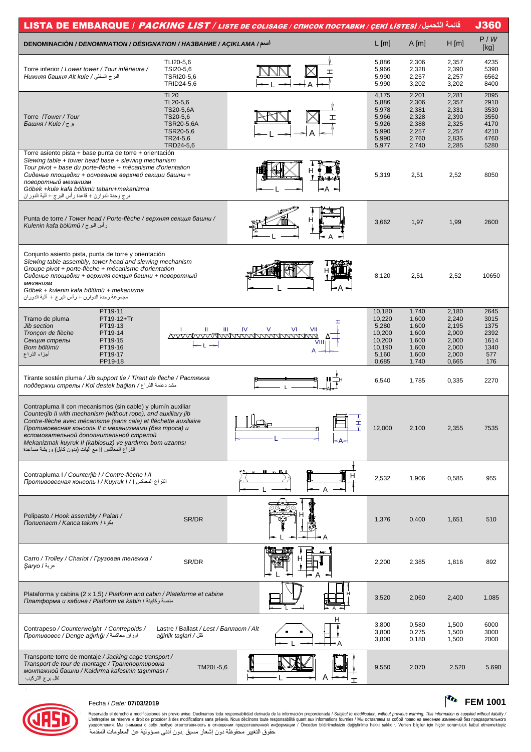# LISTA DE EMBARQUE / *PACKING LIST* / *LISTE DE COLISAGE* / *СПИСОК ПОСТАВКИ* / *ÇEKİ LİSTESİ* / قائمة التحميل — J360

| DENOMINACIÓN / *DENOMINATION* / *DÉSIGNATION* / *НАЗВАНИЕ* / *AÇIKLAMA* / اسم | | L [m] | A [m] | H [m] | P / *W* [kg] |
|---|---|---|---|---|---|
| Torre inferior / *Lower tower* / *Tour inférieure* / *Нижняя башня* *Alt kule* / البرج السفلي | TLI20-5,6 | 5,886 | 2,306 | 2,357 | 4235 |
| | TSI20-5,6 | 5,966 | 2,328 | 2,390 | 5390 |
| | TSRI20-5,6 | 5,990 | 2,257 | 2,257 | 6562 |
| | TRID24-5,6 | 5,990 | 3,202 | 3,202 | 8400 |
| Torre / *Tower* / *Tour* / *Башня* / *Kule* / برج | TL20 | 4,175 | 2,201 | 2,281 | 2095 |
| | TL20-5,6 | 5,886 | 2,306 | 2,357 | 2910 |
| | TS20-5,6A | 5,978 | 2,381 | 2,331 | 3530 |
| | TS20-5,6 | 5,966 | 2,328 | 2,390 | 3550 |
| | TSR20-5,6A | 5,926 | 2,388 | 2,325 | 4170 |
| | TSR20-5,6 | 5,990 | 2,257 | 2,257 | 4210 |
| | TR24-5,6 | 5,990 | 2,760 | 2,835 | 4760 |
| | TRD24-5,6 | 5,977 | 2,740 | 2,285 | 5280 |
| Torre asiento pista + base punta de torre + orientación / *Slewing table + tower head base + slewing mechanism* / *Tour pivot + base du porte-flèche + mécanisme d'orientation* / *Сиденье площадки + основание верхней секции башни + поворотный механизм* / *Göbek +kule kafa bölümü tabanı+mekanizma* / برج وحدة الدوران + قاعدة رأس البرج + آلية الدوران | | 5,319 | 2,51 | 2,52 | 8050 |
| Punta de torre / *Tower head* / *Porte-flèche* / *верхняя секция башни* / *Kulenin kafa bölümü* / رأس البرج | | 3,662 | 1,97 | 1,99 | 2600 |
| Conjunto asiento pista, punta de torre y orientación / *Slewing table assembly, tower head and slewing mechanism* / *Groupe pivot + porte-flèche + mécanisme d'orientation* / *Сиденье площадки + верхняя секция башни + поворотный механизм* / *Göbek + kulenin kafa bölümü + mekanizma* / مجموعة وحدة الدوران + رأس البرج + آلية الدوران | | 8,120 | 2,51 | 2,52 | 10650 |
| Tramo de pluma / *Jib section* / *Tronçon de flèche* / *Секция стрелы* / *Bom bölümü* / أجزاء الذراع | PT19-11 | 10,180 | 1,740 | 2,180 | 2645 |
| | PT19-12+Tr | 10,220 | 1,600 | 2,240 | 3015 |
| | PT19-13 | 5,280 | 1,600 | 2,195 | 1375 |
| | PT19-14 | 10,200 | 1,600 | 2,000 | 2392 |
| | PT19-15 | 10,200 | 1,600 | 2,000 | 1614 |
| | PT19-16 | 10,190 | 1,600 | 2,000 | 1340 |
| | PT19-17 | 5,160 | 1,600 | 2,000 | 577 |
| | PP19-18 | 0,685 | 1,740 | 0,665 | 176 |
| Tirante sostén pluma / *Jib support tie* / *Tirant de fleche* / *Растяжка поддержки стрелы* / *Kol destek bağları* / مشد دعامة الذراع | | 6,540 | 1,785 | 0,335 | 2270 |
| Contrapluma II con mecanismos (sin cable) y plumín auxiliar / *Counterjib II with mechanism (without rope), and auxiliary jib* / *Contre-flèche avec mécanisme (sans cable) et fléchette auxiliaire* / *Противовесная консоль II с механизмами (без троса) и вспомогательной дополнительной стрелой* / *Mekanizmalı kuyruk II (kablosuz) ve yardımcı bom uzantısı* / الذراع المعاكس II مع آليات (بدون كابل) ورافعة مساعدة | | 12,000 | 2,100 | 2,355 | 7535 |
| Contrapluma I / *Counterjib I* / *Contre-flèche I* / *Противовесная консоль I* / *Kuyruk I* / الذراع المعاكس I | | 2,532 | 1,906 | 0,585 | 955 |
| Polipasto / *Hook assembly* / *Palan* / *Полиспаст* / *Kanca takımı* / بكرة | SR/DR | 1,376 | 0,400 | 1,651 | 510 |
| Carro / *Trolley* / *Chariot* / *Грузовая тележка* / *Şaryo* / عربة | SR/DR | 2,200 | 2,385 | 1,816 | 892 |
| Plataforma y cabina (2 x 1,5) / *Platform and cabin* / *Plateforme et cabine* / *Платформа и кабина* / *Platform ve kabin* / منصة وكابينة | | 3,520 | 2,060 | 2,400 | 1.085 |
| Contrapeso / *Counterweight* / *Contrepoids* / *Противовес* / *Denge ağırlığı* / اوزان معاكسة | Lastre / *Ballast* / *Lest* / *Балласт* / *Alt ağirlik taşlari* / ثقل | 3,800 | 0,580 | 1,500 | 6000 |
| | | 3,800 | 0,275 | 1,500 | 3000 |
| | | 3,800 | 0,180 | 1,500 | 2000 |
| Transporte torre de montaje / *Jacking cage transport* / *Transport de tour de montage* / *Транспортировка монтажной башни* / *Kaldırma kafesinin taşınması* / نقل برج التركيب | TM20L-5,6 | 9.550 | 2.070 | 2.520 | 5.690 |

Fecha / *Date:* **07/03/2019**

**FEM 1001**

Reservado el derecho a modificaciones sin previo aviso. Declinamos toda responsabilidad derivada de la información proporcionada / *Subject to modification, without previous warning. This information is supplied without liability* / L'entreprise se réserve le droit de procéder à des modifications sans préavis. Nous déclinons toute responsabilité quant aux informations fournies / Мы оставляем за собой право на внесение изменений без предварительного уведомления. Мы снимаем с себя любую ответственность в отношении предоставленной информации / Önceden bildirilmeksizin değiştirilme hakkı saklıdır. Verilen bilgiler için hiçbir sorumluluk kabul etmemekteyiz
حقوق التغيير محفوظة دون إشعار مسبق .دون أدنى مسؤولية عن المعلومات المقدمة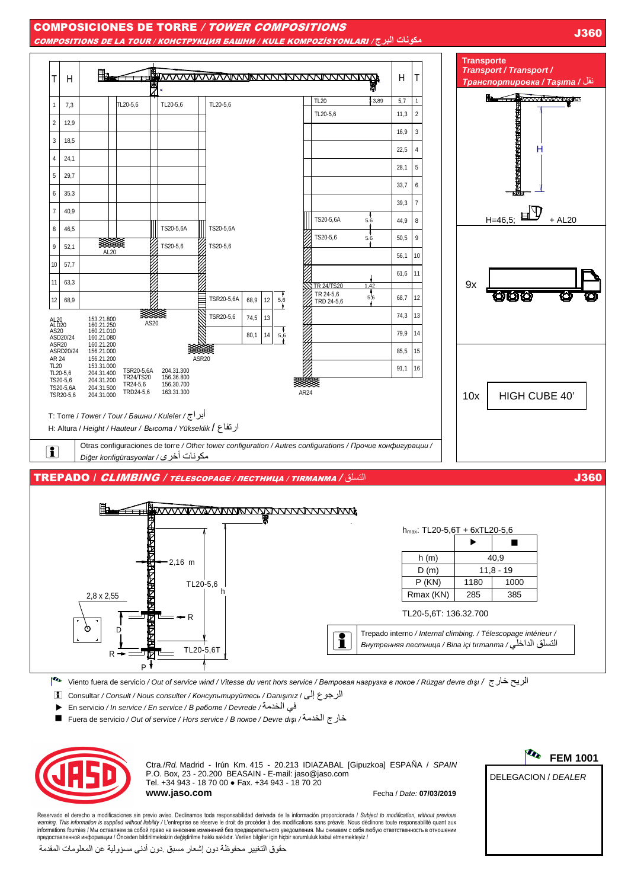# COMPOSICIONES DE TORRE / *TOWER COMPOSITIONS*

*COMPOSITIONS DE LA TOUR / КОНСТРУКЦИЯ БАШНИ / KULE KOMPOZİSYONLARI / مكونات البرج*

J360

| T | H |
|---|---|
| 1 | 7,3 |
| 2 | 12,9 |
| 3 | 18,5 |
| 4 | 24,1 |
| 5 | 29,7 |
| 6 | 35.3 |
| 7 | 40,9 |
| 8 | 46,5 |
| 9 | 52,1 |
| 10 | 57,7 |
| 11 | 63,3 |
| 12 | 68,9 |

TL20-5,6 TL20-5,6 TL20-5,6

TS20-5,6A TS20-5,6A

TS20-5,6 TS20-5,6

AL20 AS20 ASR20 AR24

TSR20-5,6A 68,9 12 5,6

TSR20-5,6 74,5 13

80,1 14 5,6

TL20 3,89

TL20-5,6

TS20-5,6A 5,6

TS20-5,6 5,6

TR 24/TS20 1,42

TR 24-5,6

TRD 24-5,6 5,6

| H | T |
|---|---|
| 5,7 | 1 |
| 11,3 | 2 |
| 16,9 | 3 |
| 22,5 | 4 |
| 28,1 | 5 |
| 33,7 | 6 |
| 39,3 | 7 |
| 44,9 | 8 |
| 50,5 | 9 |
| 56,1 | 10 |
| 61,6 | 11 |
| 68,7 | 12 |
| 74,3 | 13 |
| 79,9 | 14 |
| 85,5 | 15 |
| 91,1 | 16 |

| | |
|---|---|
| AL20 | 153.21.800 |
| ALD20 | 160.21.250 |
| AS20 | 160.21.010 |
| ASD20/24 | 160.21.080 |
| ASR20 | 160.21.200 |
| ASRD20/24 | 156.21.000 |
| AR 24 | 156.21.200 |
| TL20 | 153.31.000 |
| TL20-5,6 | 204.31.400 |
| TS20-5,6 | 204.31.200 |
| TS20-5,6A | 204.31.500 |
| TSR20-5,6 | 204.31.000 |

| | |
|---|---|
| TSR20-5,6A | 204.31.300 |
| TR24/TS20 | 156.36.800 |
| TR24-5,6 | 156.30.700 |
| TRD24-5,6 | 163.31.300 |

T: Torre / *Tower / Tour / Башни / Kuleler /* أبراج

H: Altura / *Height / Hauteur / Высота / Yükseklik /* ارتفاع

Otras configuraciones de torre / *Other tower configuration / Autres configurations / Прочие конфигурации / Diğer konfigürasyonlar /* مكونات أخرى

## Transporte

*Transport / Transport / Транспортировка / Taşıma /* نقل

H

H=46,5; + AL20

9x

10x HIGH CUBE 40'

# TREPADO / *CLIMBING / TÉLESCOPAGE / ЛЕСТНИЦА / TIRMANMA /* التسلق

J360

2,16 m

TL20-5,6

h

2,8 x 2,55

D

R

R

TL20-5,6T

P

$h_{max}$: TL20-5,6T + 6xTL20-5,6

| | ▶ | ■ |
|---|---|---|
| h (m) | 40,9 | |
| D (m) | 11,8 - 19 | |
| P (KN) | 1180 | 1000 |
| Rmax (KN) | 285 | 385 |

TL20-5,6T: 136.32.700

Trepado interno / *Internal climbing. / Télescopage intérieur / Внутренняя лестница / Bina içi tırmanma /* التسلق الداخلي

- Viento fuera de servicio / *Out of service wind / Vitesse du vent hors service / Ветровая нагрузка в покое / Rüzgar devre dışı /* الريح خارج
- Consultar / *Consult / Nous consulter / Консультируйтесь / Danışınız /* الرجوع إلى
- ▶ En servicio / *In service / En service / В работе / Devrede /* في الخدمة
- ■ Fuera de servicio / *Out of service / Hors service / В покое / Devre dışı /* خارج الخدمة

Ctra./*Rd.* Madrid - Irún Km. 415 - 20.213 IDIAZABAL [Gipuzkoa] ESPAÑA / *SPAIN*
P.O. Box, 23 - 20.200 BEASAIN - E-mail: jaso@jaso.com
Tel. +34 943 - 18 70 00 • Fax. +34 943 - 18 70 20
**www.jaso.com**

Fecha / *Date:* **07/03/2019**

**FEM 1001**

DELEGACION / *DEALER*

Reservado el derecho a modificaciones sin previo aviso. Declinamos toda responsabilidad derivada de la información proporcionada / *Subject to modification, without previous warning. This information is supplied without liability* / L'entreprise se réserve le droit de procéder à des modifications sans préavis. Nous déclinons toute responsabilité quant aux informations fournies / Мы оставляем за собой право на внесение изменений без предварительного уведомления. Мы снимаем с себя любую ответственность в отношении предоставленной информации / Önceden bildirilmeksizin değiştirilme hakkı saklıdır. Verilen bilgiler için hiçbir sorumluluk kabul etmemekteyiz /

حقوق التغيير محفوظة دون إشعار مسبق .دون أدنى مسؤولية عن المعلومات المقدمة